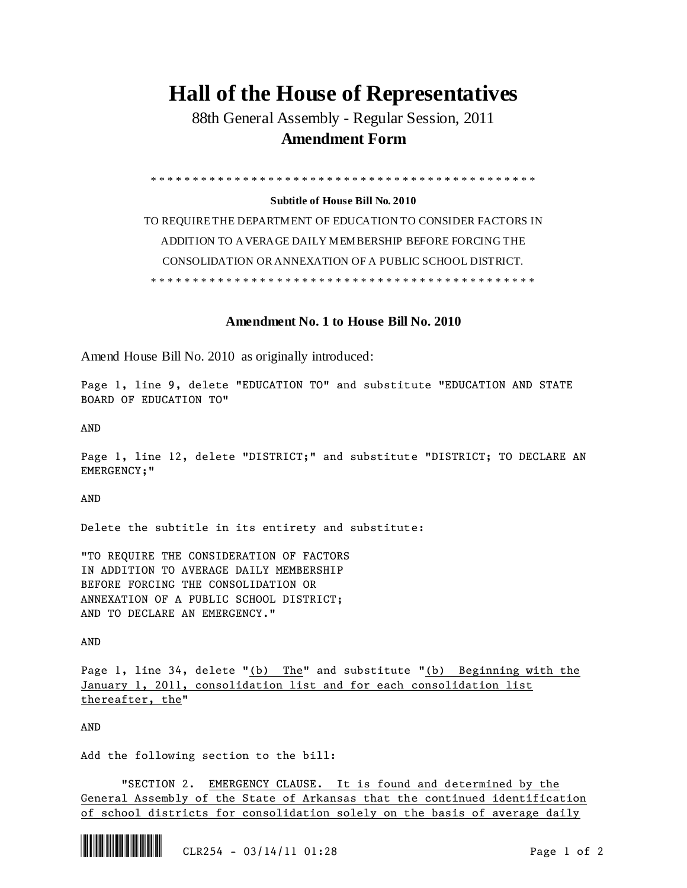# Hall of the House of Representatives

88th General Assembly - Regular Session, 2011

**Amendment Form**

\* \* \* \* \* \* \* \* \* \* \* \* \* \* \* \* \* \* \* \* \* \* \* \* \* \* \* \* \* \* \* \* \* \* \* \* \* \* \* \* \* \* \* \* \* \* \* \* \* \*

**Subtitle of House Bill No. 2010**

TO REQUIRE THE DEPARTMENT OF EDUCATION TO CONSIDER FACTORS IN ADDITION TO AVERAGE DAILY MEMBERSHIP BEFORE FORCING THE CONSOLIDATION OR ANNEXATION OF A PUBLIC SCHOOL DISTRICT.

\* \* \* \* \* \* \* \* \* \* \* \* \* \* \* \* \* \* \* \* \* \* \* \* \* \* \* \* \* \* \* \* \* \* \* \* \* \* \* \* \* \* \* \* \* \* \* \* \* \*

### Amendment No. 1 to House Bill No. 2010

Amend House Bill No. 2010 as originally introduced:

Page 1, line 9, delete "EDUCATION TO" and substitute "EDUCATION AND STATE BOARD OF EDUCATION TO"

AND

Page 1, line 12, delete "DISTRICT;" and substitute "DISTRICT; TO DECLARE AN EMERGENCY;"

AND

Delete the subtitle in its entirety and substitute:

"TO REQUIRE THE CONSIDERATION OF FACTORS IN ADDITION TO AVERAGE DAILY MEMBERSHIP BEFORE FORCING THE CONSOLIDATION OR ANNEXATION OF A PUBLIC SCHOOL DISTRICT; AND TO DECLARE AN EMERGENCY."

AND

Page 1, line 34, delete "<u>(b) The</u>" and substitute "<u>(b) Beginning with the January 1, 2011, consolidation list and for each consolidation list thereafter, the</u>"

AND

Add the following section to the bill:

"SECTION 2. <u>EMERGENCY CLAUSE. It is found and determined by the General Assembly of the State of Arkansas that the continued identification of school districts for consolidation solely on the basis of average daily</u>

CLR254 - 03/14/11 01:28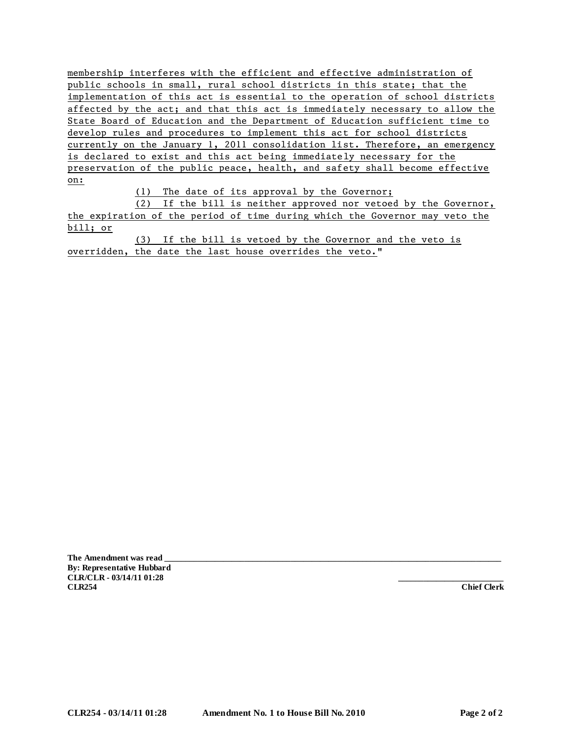membership interferes with the efficient and effective administration of public schools in small, rural school districts in this state; that the implementation of this act is essential to the operation of school districts affected by the act; and that this act is immediately necessary to allow the State Board of Education and the Department of Education sufficient time to develop rules and procedures to implement this act for school districts currently on the January 1, 2011 consolidation list. Therefore, an emergency is declared to exist and this act being immediately necessary for the preservation of the public peace, health, and safety shall become effective on:

(1) The date of its approval by the Governor;

(2) If the bill is neither approved nor vetoed by the Governor, the expiration of the period of time during which the Governor may veto the bill; or

(3) If the bill is vetoed by the Governor and the veto is overridden, the date the last house overrides the veto."

**The Amendment was read** ______________________________

**By: Representative Hubbard**

**CLR/CLR - 03/14/11 01:28**

**CLR254**

______________________

**Chief Clerk**